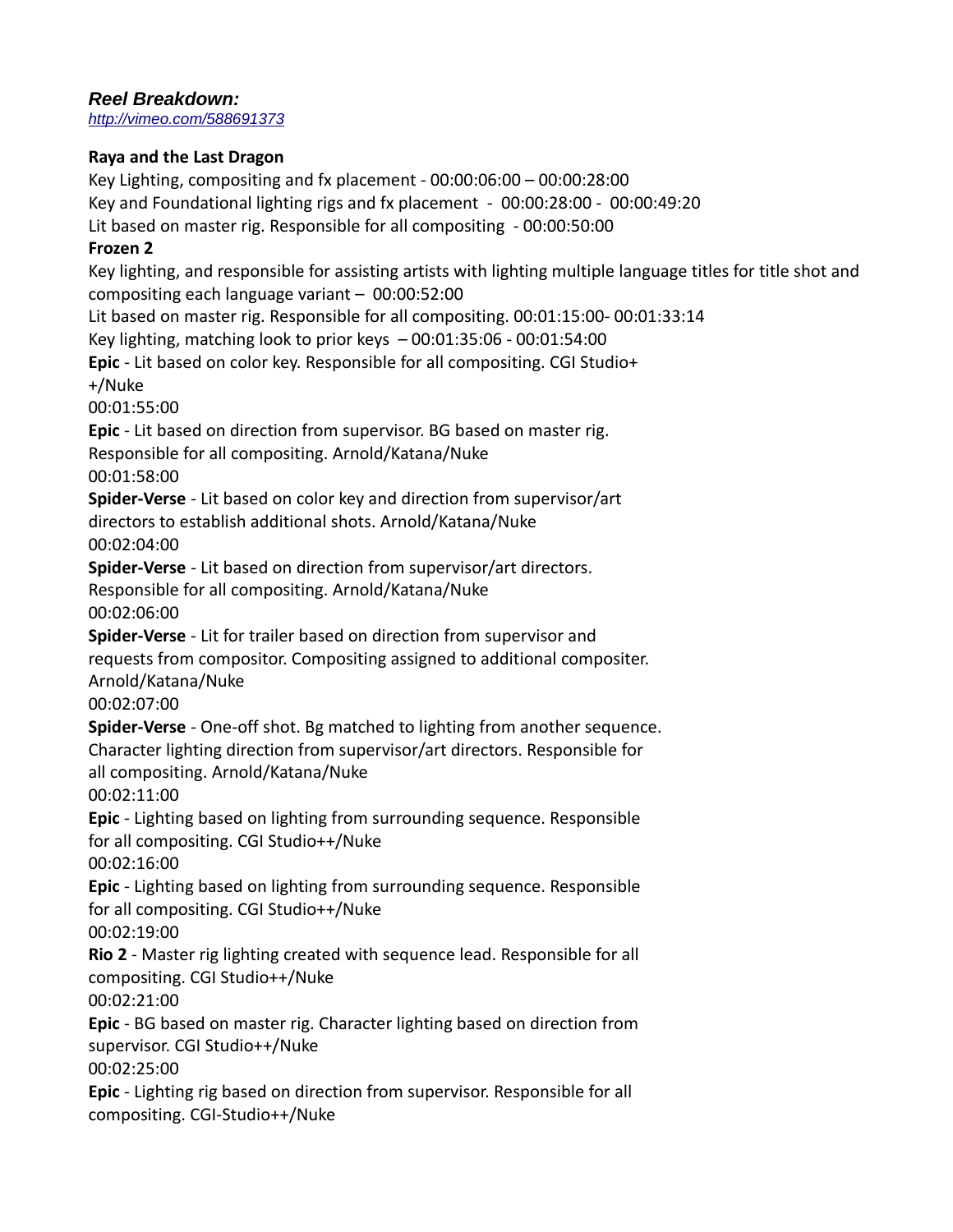***Reel Breakdown:***
*http://vimeo.com/588691373*

**Raya and the Last Dragon**
Key Lighting, compositing and fx placement - 00:00:06:00 – 00:00:28:00
Key and Foundational lighting rigs and fx placement - 00:00:28:00 - 00:00:49:20
Lit based on master rig. Responsible for all compositing - 00:00:50:00

**Frozen 2**
Key lighting, and responsible for assisting artists with lighting multiple language titles for title shot and compositing each language variant – 00:00:52:00
Lit based on master rig. Responsible for all compositing. 00:01:15:00- 00:01:33:14
Key lighting, matching look to prior keys – 00:01:35:06 - 00:01:54:00

**Epic** - Lit based on color key. Responsible for all compositing. CGI Studio++/Nuke
00:01:55:00

**Epic** - Lit based on direction from supervisor. BG based on master rig. Responsible for all compositing. Arnold/Katana/Nuke
00:01:58:00

**Spider-Verse** - Lit based on color key and direction from supervisor/art directors to establish additional shots. Arnold/Katana/Nuke
00:02:04:00

**Spider-Verse** - Lit based on direction from supervisor/art directors. Responsible for all compositing. Arnold/Katana/Nuke
00:02:06:00

**Spider-Verse** - Lit for trailer based on direction from supervisor and requests from compositor. Compositing assigned to additional compositer. Arnold/Katana/Nuke
00:02:07:00

**Spider-Verse** - One-off shot. Bg matched to lighting from another sequence. Character lighting direction from supervisor/art directors. Responsible for all compositing. Arnold/Katana/Nuke
00:02:11:00

**Epic** - Lighting based on lighting from surrounding sequence. Responsible for all compositing. CGI Studio++/Nuke
00:02:16:00

**Epic** - Lighting based on lighting from surrounding sequence. Responsible for all compositing. CGI Studio++/Nuke
00:02:19:00

**Rio 2** - Master rig lighting created with sequence lead. Responsible for all compositing. CGI Studio++/Nuke
00:02:21:00

**Epic** - BG based on master rig. Character lighting based on direction from supervisor. CGI Studio++/Nuke
00:02:25:00

**Epic** - Lighting rig based on direction from supervisor. Responsible for all compositing. CGI-Studio++/Nuke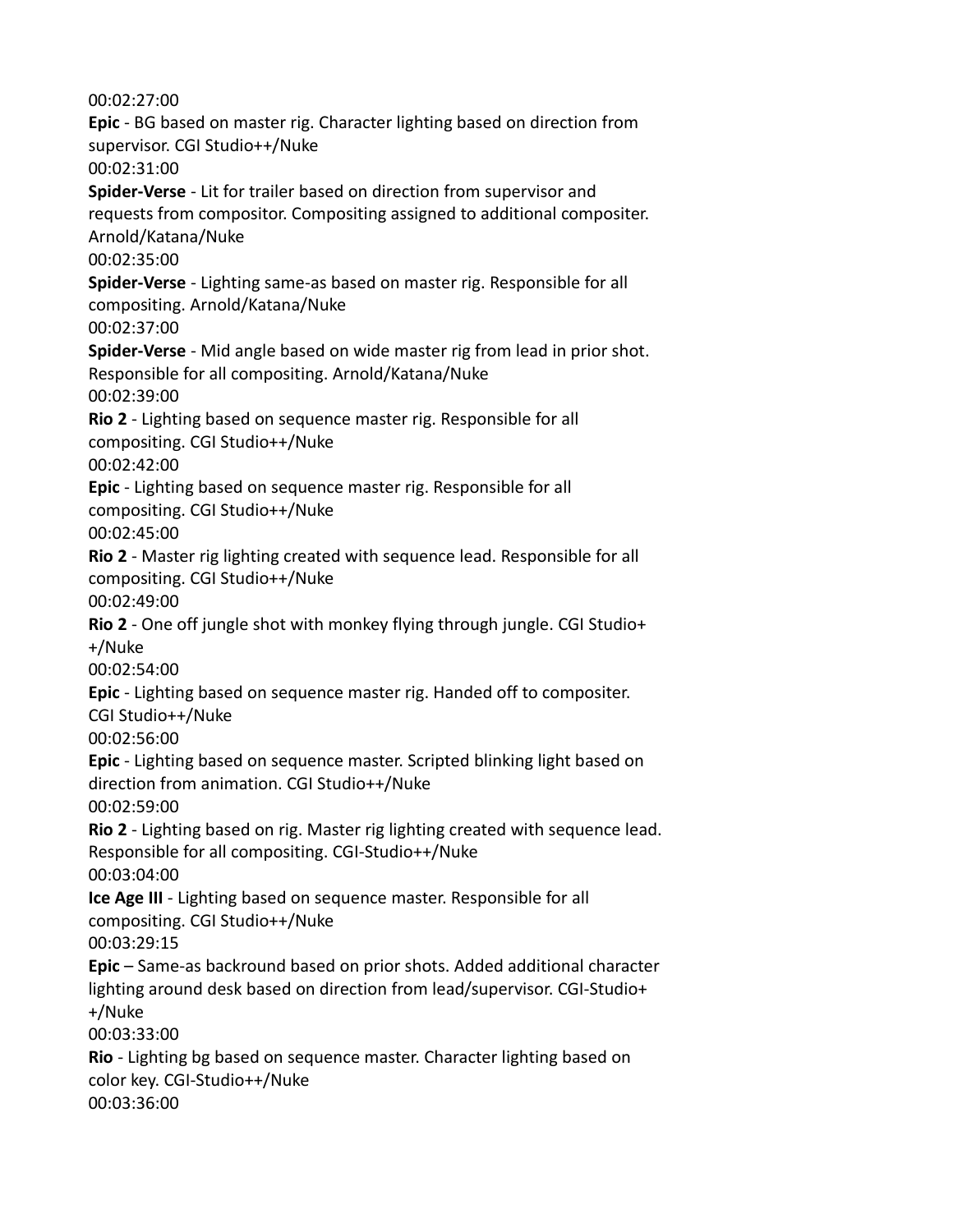00:02:27:00

**Epic** - BG based on master rig. Character lighting based on direction from supervisor. CGI Studio++/Nuke

00:02:31:00

**Spider-Verse** - Lit for trailer based on direction from supervisor and requests from compositor. Compositing assigned to additional compositer. Arnold/Katana/Nuke

00:02:35:00

**Spider-Verse** - Lighting same-as based on master rig. Responsible for all compositing. Arnold/Katana/Nuke

00:02:37:00

**Spider-Verse** - Mid angle based on wide master rig from lead in prior shot. Responsible for all compositing. Arnold/Katana/Nuke

00:02:39:00

**Rio 2** - Lighting based on sequence master rig. Responsible for all compositing. CGI Studio++/Nuke

00:02:42:00

**Epic** - Lighting based on sequence master rig. Responsible for all compositing. CGI Studio++/Nuke

00:02:45:00

**Rio 2** - Master rig lighting created with sequence lead. Responsible for all compositing. CGI Studio++/Nuke

00:02:49:00

**Rio 2** - One off jungle shot with monkey flying through jungle. CGI Studio++/Nuke

00:02:54:00

**Epic** - Lighting based on sequence master rig. Handed off to compositer. CGI Studio++/Nuke

00:02:56:00

**Epic** - Lighting based on sequence master. Scripted blinking light based on direction from animation. CGI Studio++/Nuke

00:02:59:00

**Rio 2** - Lighting based on rig. Master rig lighting created with sequence lead. Responsible for all compositing. CGI-Studio++/Nuke

00:03:04:00

**Ice Age III** - Lighting based on sequence master. Responsible for all compositing. CGI Studio++/Nuke

00:03:29:15

**Epic** – Same-as backround based on prior shots. Added additional character lighting around desk based on direction from lead/supervisor. CGI-Studio++/Nuke

00:03:33:00

**Rio** - Lighting bg based on sequence master. Character lighting based on color key. CGI-Studio++/Nuke

00:03:36:00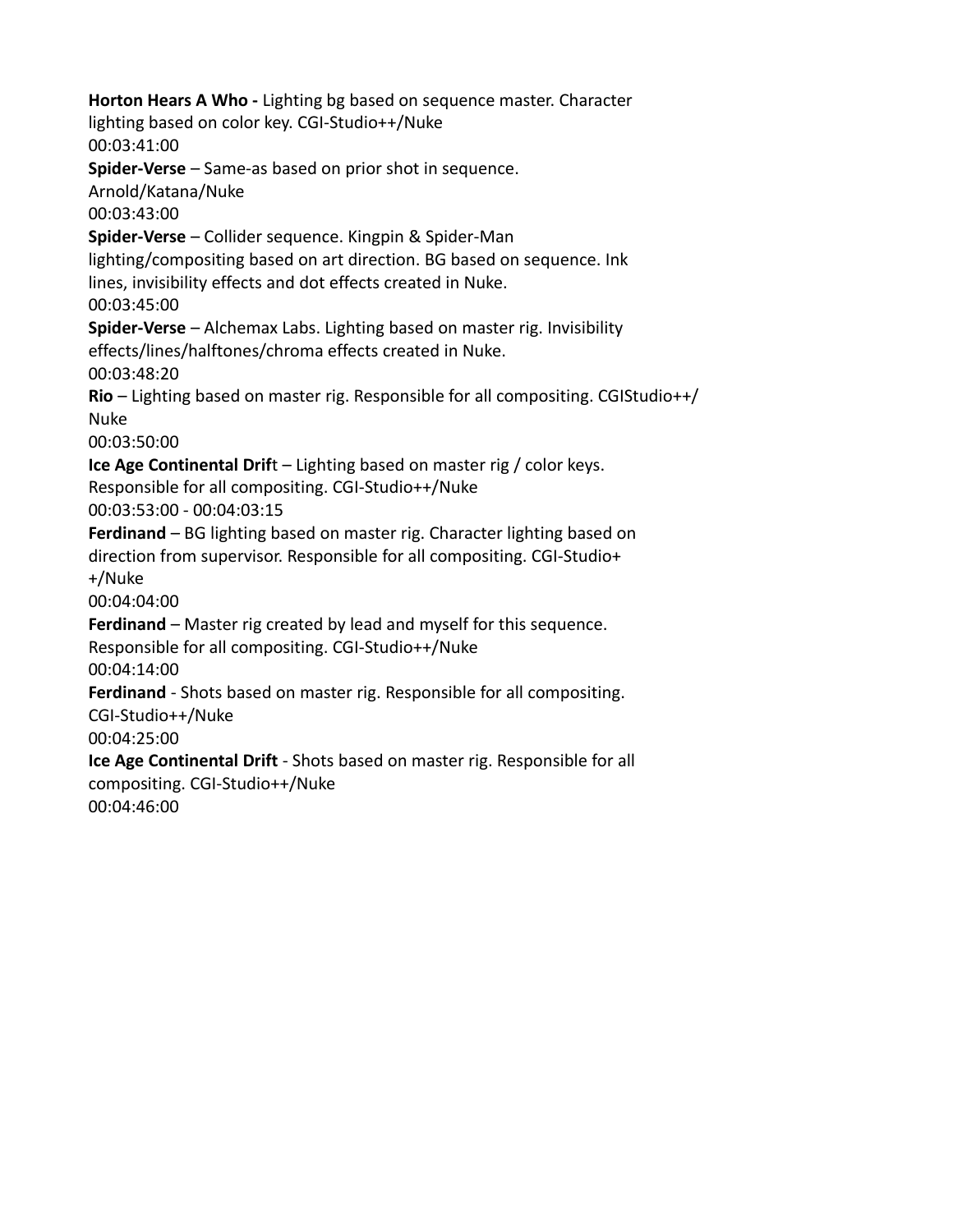**Horton Hears A Who -** Lighting bg based on sequence master. Character lighting based on color key. CGI-Studio++/Nuke
00:03:41:00

**Spider-Verse** – Same-as based on prior shot in sequence. Arnold/Katana/Nuke
00:03:43:00

**Spider-Verse** – Collider sequence. Kingpin & Spider-Man lighting/compositing based on art direction. BG based on sequence. Ink lines, invisibility effects and dot effects created in Nuke.
00:03:45:00

**Spider-Verse** – Alchemax Labs. Lighting based on master rig. Invisibility effects/lines/halftones/chroma effects created in Nuke.
00:03:48:20

**Rio** – Lighting based on master rig. Responsible for all compositing. CGIStudio++/Nuke
00:03:50:00

**Ice Age Continental Drif**t – Lighting based on master rig / color keys. Responsible for all compositing. CGI-Studio++/Nuke
00:03:53:00 - 00:04:03:15

**Ferdinand** – BG lighting based on master rig. Character lighting based on direction from supervisor. Responsible for all compositing. CGI-Studio++/Nuke
00:04:04:00

**Ferdinand** – Master rig created by lead and myself for this sequence. Responsible for all compositing. CGI-Studio++/Nuke
00:04:14:00

**Ferdinand** - Shots based on master rig. Responsible for all compositing. CGI-Studio++/Nuke
00:04:25:00

**Ice Age Continental Drift** - Shots based on master rig. Responsible for all compositing. CGI-Studio++/Nuke
00:04:46:00